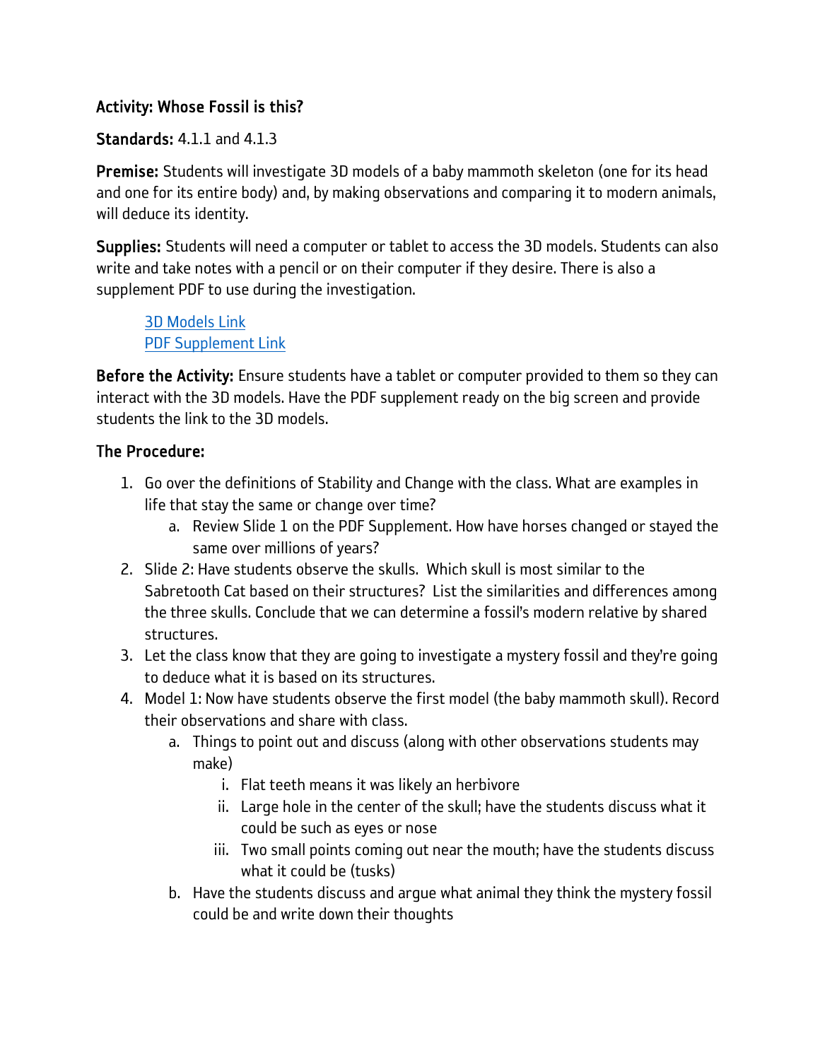**Activity: Whose Fossil is this?**

**Standards:** 4.1.1 and 4.1.3

**Premise:** Students will investigate 3D models of a baby mammoth skeleton (one for its head and one for its entire body) and, by making observations and comparing it to modern animals, will deduce its identity.

**Supplies:** Students will need a computer or tablet to access the 3D models. Students can also write and take notes with a pencil or on their computer if they desire. There is also a supplement PDF to use during the investigation.

> 3D Models Link
> PDF Supplement Link

**Before the Activity:** Ensure students have a tablet or computer provided to them so they can interact with the 3D models. Have the PDF supplement ready on the big screen and provide students the link to the 3D models.

**The Procedure:**

1. Go over the definitions of Stability and Change with the class. What are examples in life that stay the same or change over time?
   a. Review Slide 1 on the PDF Supplement. How have horses changed or stayed the same over millions of years?
2. Slide 2: Have students observe the skulls. Which skull is most similar to the Sabretooth Cat based on their structures? List the similarities and differences among the three skulls. Conclude that we can determine a fossil's modern relative by shared structures.
3. Let the class know that they are going to investigate a mystery fossil and they're going to deduce what it is based on its structures.
4. Model 1: Now have students observe the first model (the baby mammoth skull). Record their observations and share with class.
   a. Things to point out and discuss (along with other observations students may make)
      i. Flat teeth means it was likely an herbivore
      ii. Large hole in the center of the skull; have the students discuss what it could be such as eyes or nose
      iii. Two small points coming out near the mouth; have the students discuss what it could be (tusks)
   b. Have the students discuss and argue what animal they think the mystery fossil could be and write down their thoughts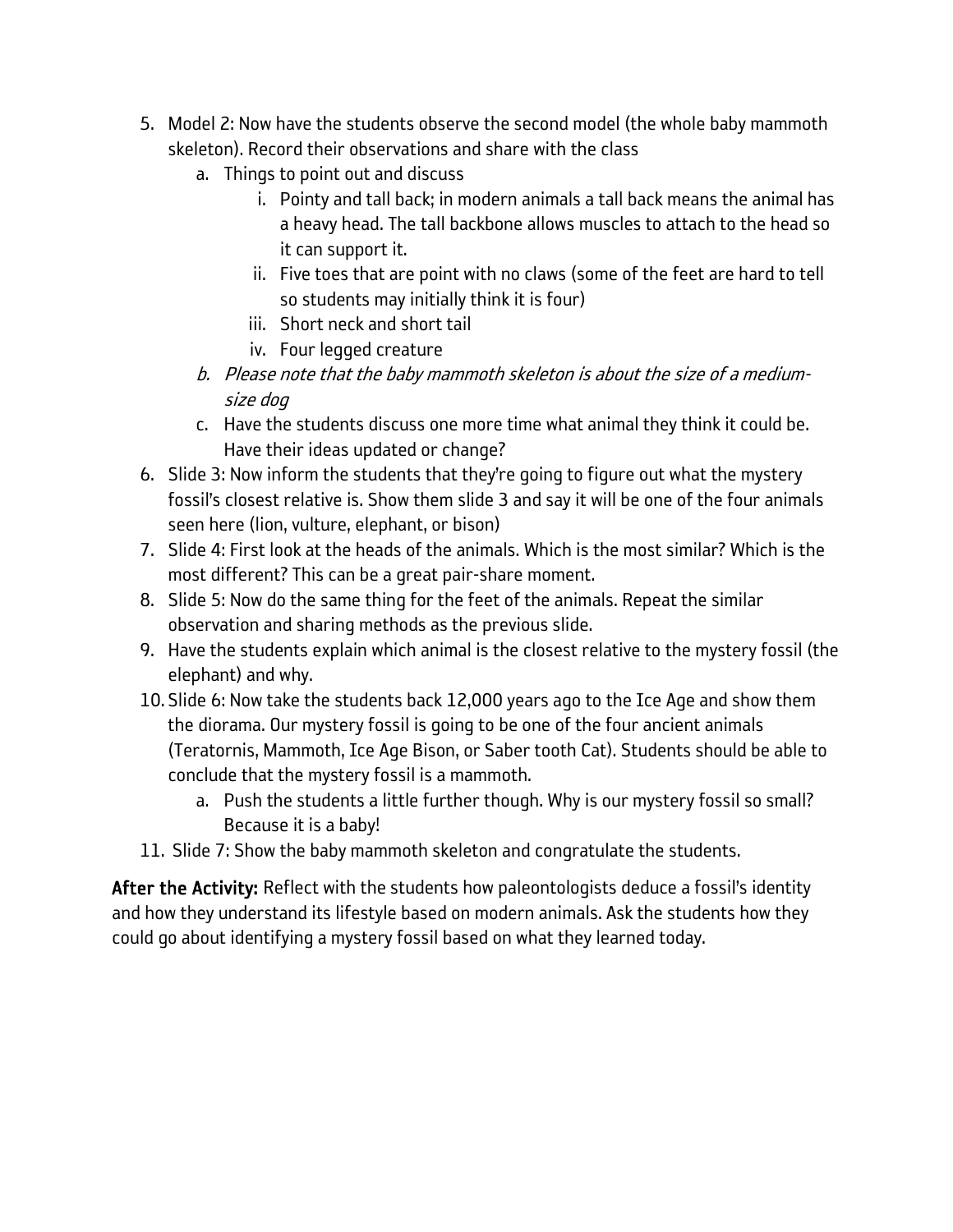5. Model 2: Now have the students observe the second model (the whole baby mammoth skeleton). Record their observations and share with the class
    a. Things to point out and discuss
        i. Pointy and tall back; in modern animals a tall back means the animal has a heavy head. The tall backbone allows muscles to attach to the head so it can support it.
        ii. Five toes that are point with no claws (some of the feet are hard to tell so students may initially think it is four)
        iii. Short neck and short tail
        iv. Four legged creature
    b. *Please note that the baby mammoth skeleton is about the size of a medium-size dog*
    c. Have the students discuss one more time what animal they think it could be. Have their ideas updated or change?
6. Slide 3: Now inform the students that they're going to figure out what the mystery fossil's closest relative is. Show them slide 3 and say it will be one of the four animals seen here (lion, vulture, elephant, or bison)
7. Slide 4: First look at the heads of the animals. Which is the most similar? Which is the most different? This can be a great pair-share moment.
8. Slide 5: Now do the same thing for the feet of the animals. Repeat the similar observation and sharing methods as the previous slide.
9. Have the students explain which animal is the closest relative to the mystery fossil (the elephant) and why.
10. Slide 6: Now take the students back 12,000 years ago to the Ice Age and show them the diorama. Our mystery fossil is going to be one of the four ancient animals (Teratornis, Mammoth, Ice Age Bison, or Saber tooth Cat). Students should be able to conclude that the mystery fossil is a mammoth.
    a. Push the students a little further though. Why is our mystery fossil so small? Because it is a baby!
11. Slide 7: Show the baby mammoth skeleton and congratulate the students.

**After the Activity:** Reflect with the students how paleontologists deduce a fossil's identity and how they understand its lifestyle based on modern animals. Ask the students how they could go about identifying a mystery fossil based on what they learned today.